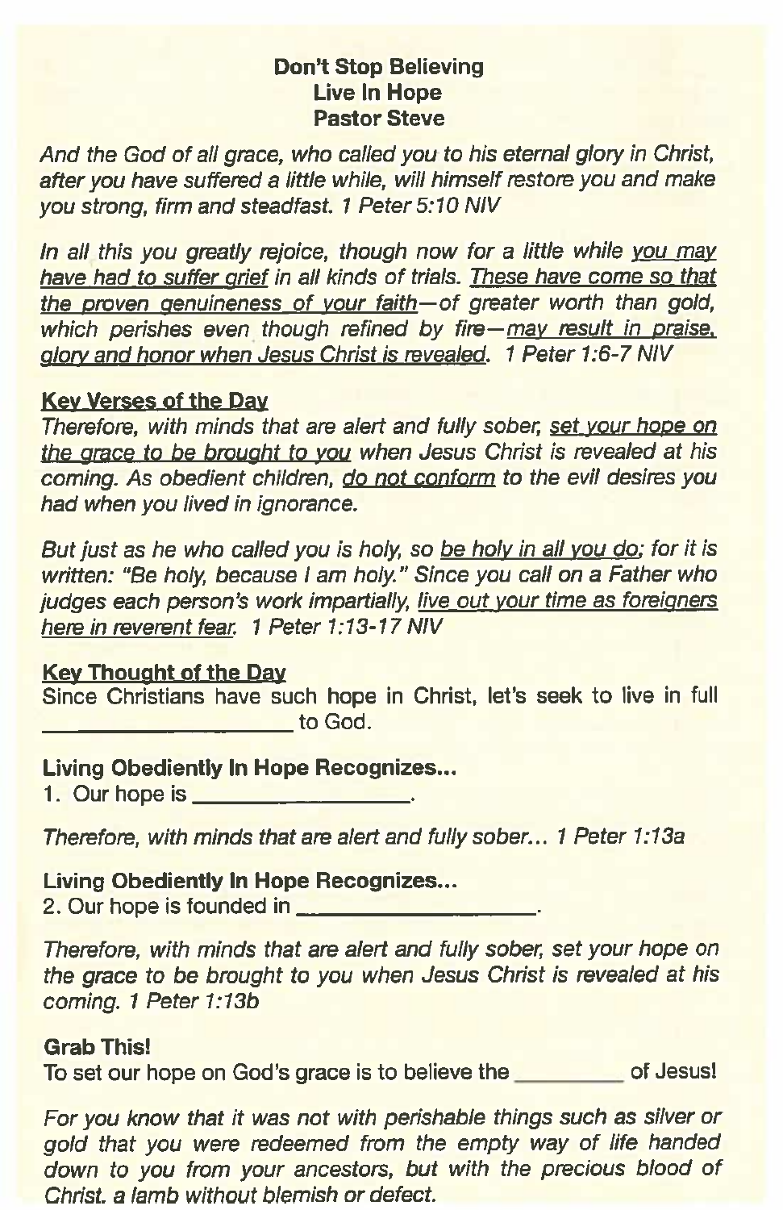**Don't Stop Believing**
**Live In Hope**
**Pastor Steve**

*And the God of all grace, who called you to his eternal glory in Christ, after you have suffered a little while, will himself restore you and make you strong, firm and steadfast. 1 Peter 5:10 NIV*

*In all this you greatly rejoice, though now for a little while <u>you may have had to suffer grief</u> in all kinds of trials. <u>These have come so that the proven genuineness of your faith</u>—of greater worth than gold, which perishes even though refined by fire—<u>may result in praise, glory and honor when Jesus Christ is revealed</u>. 1 Peter 1:6-7 NIV*

**<u>Key Verses of the Day</u>**
*Therefore, with minds that are alert and fully sober, <u>set your hope on the grace to be brought to you</u> when Jesus Christ is revealed at his coming. As obedient children, <u>do not conform</u> to the evil desires you had when you lived in ignorance.*

*But just as he who called you is holy, so <u>be holy in all you do</u>; for it is written: "Be holy, because I am holy." Since you call on a Father who judges each person's work impartially, <u>live out your time as foreigners here in reverent fear</u>. 1 Peter 1:13-17 NIV*

**<u>Key Thought of the Day</u>**
Since Christians have such hope in Christ, let's seek to live in full ____________________ to God.

**Living Obediently In Hope Recognizes...**
1. Our hope is __________________.

*Therefore, with minds that are alert and fully sober... 1 Peter 1:13a*

**Living Obediently In Hope Recognizes...**
2. Our hope is founded in ____________________.

*Therefore, with minds that are alert and fully sober, set your hope on the grace to be brought to you when Jesus Christ is revealed at his coming. 1 Peter 1:13b*

**Grab This!**
To set our hope on God's grace is to believe the _________ of Jesus!

*For you know that it was not with perishable things such as silver or gold that you were redeemed from the empty way of life handed down to you from your ancestors, but with the precious blood of Christ, a lamb without blemish or defect.*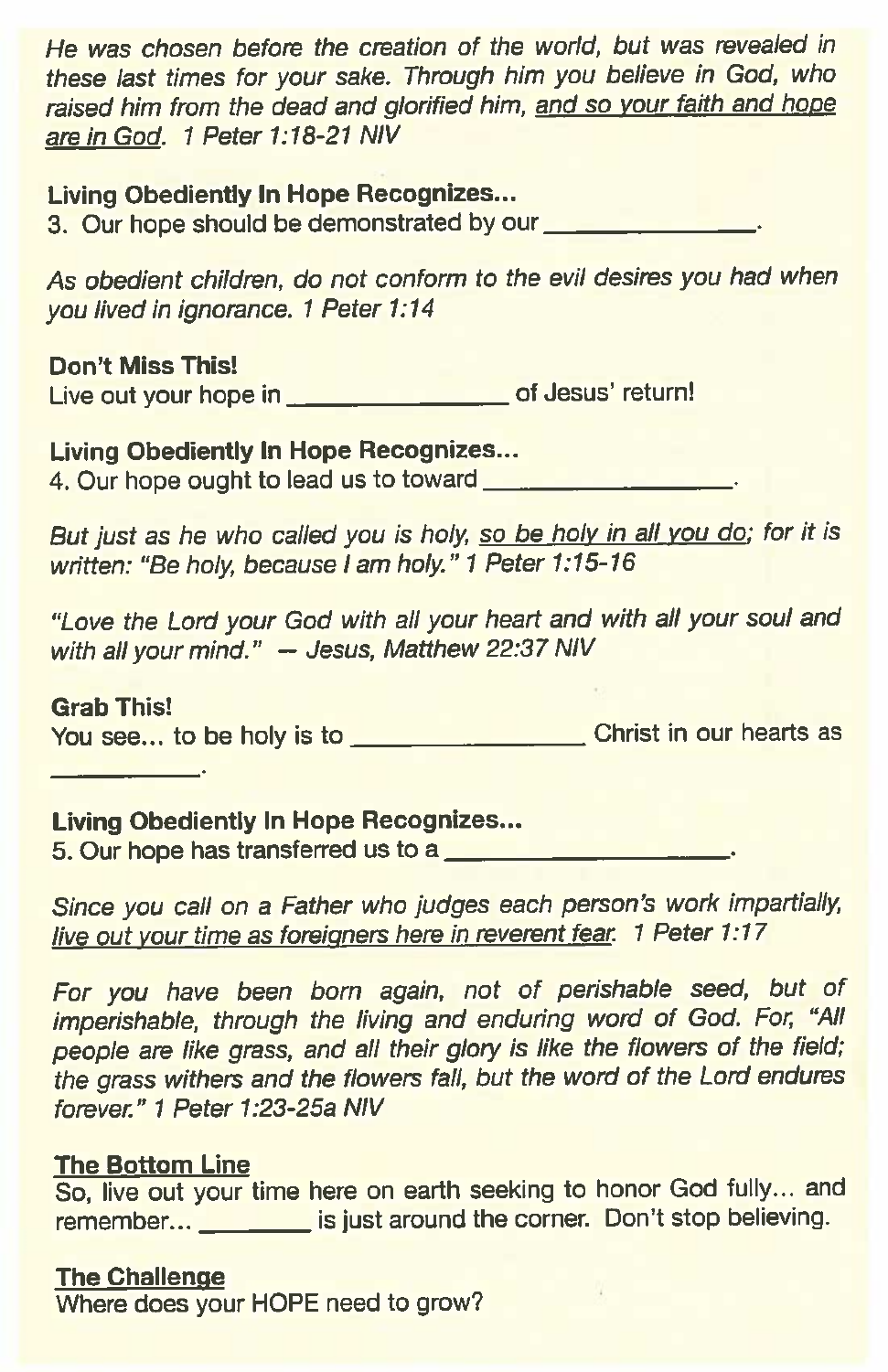*He was chosen before the creation of the world, but was revealed in these last times for your sake. Through him you believe in God, who raised him from the dead and glorified him, <u>and so your faith and hope are in God</u>. 1 Peter 1:18-21 NIV*

**Living Obediently In Hope Recognizes...**

3. Our hope should be demonstrated by our _______________.

*As obedient children, do not conform to the evil desires you had when you lived in ignorance. 1 Peter 1:14*

**Don't Miss This!**

Live out your hope in _______________ of Jesus' return!

**Living Obediently In Hope Recognizes...**

4. Our hope ought to lead us to toward _________________.

*But just as he who called you is holy, <u>so be holy in all you do</u>; for it is written: "Be holy, because I am holy." 1 Peter 1:15-16*

*"Love the Lord your God with all your heart and with all your soul and with all your mind." — Jesus, Matthew 22:37 NIV*

**Grab This!**

You see... to be holy is to _________________ Christ in our hearts as __________.

**Living Obediently In Hope Recognizes...**

5. Our hope has transferred us to a ____________________.

*Since you call on a Father who judges each person's work impartially, <u>live out your time as foreigners here in reverent fear</u>. 1 Peter 1:17*

*For you have been born again, not of perishable seed, but of imperishable, through the living and enduring word of God. For, "All people are like grass, and all their glory is like the flowers of the field; the grass withers and the flowers fall, but the word of the Lord endures forever." 1 Peter 1:23-25a NIV*

**<u>The Bottom Line</u>**

So, live out your time here on earth seeking to honor God fully... and remember... ________ is just around the corner. Don't stop believing.

**<u>The Challenge</u>**

Where does your HOPE need to grow?